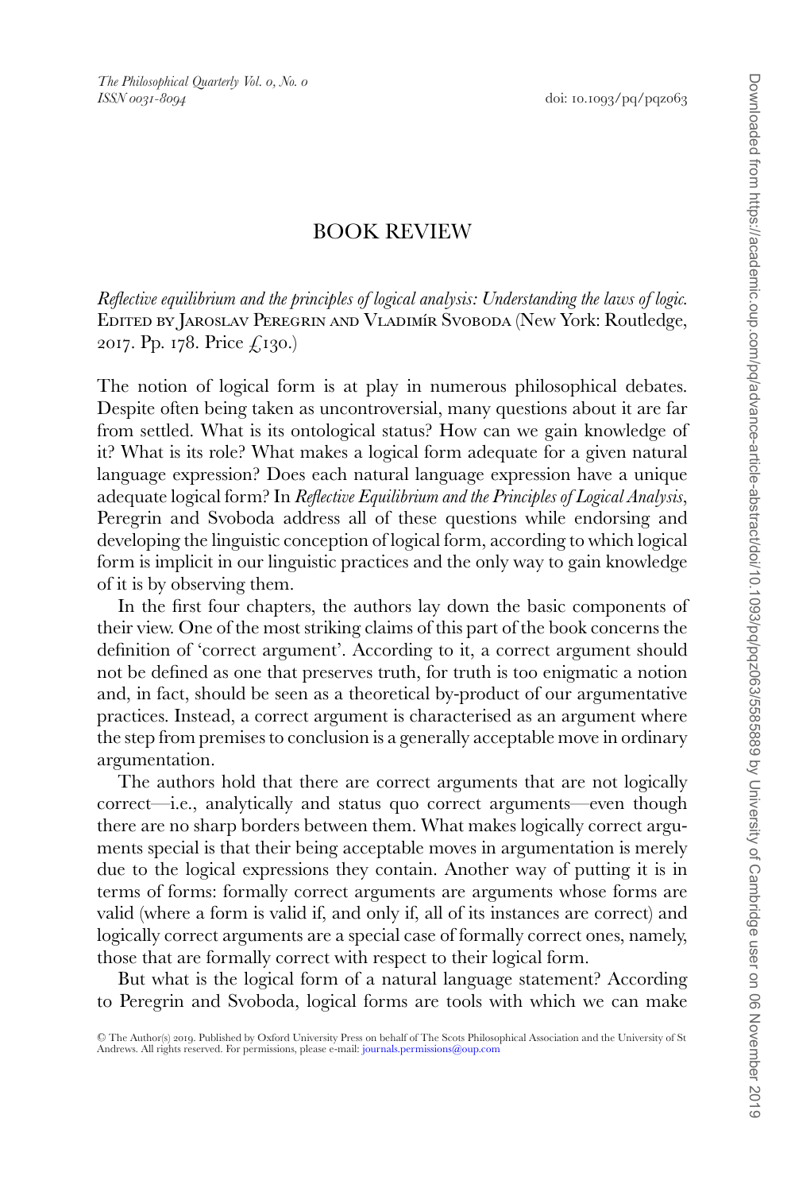# BOOK REVIEW

*Reflective equilibrium and the principles of logical analysis: Understanding the laws of logic.* Edited by Jaroslav Peregrin and Vladimír Svoboda (New York: Routledge, 2017. Pp. 178. Price £130.)

The notion of logical form is at play in numerous philosophical debates. Despite often being taken as uncontroversial, many questions about it are far from settled. What is its ontological status? How can we gain knowledge of it? What is its role? What makes a logical form adequate for a given natural language expression? Does each natural language expression have a unique adequate logical form? In *Reflective Equilibrium and the Principles of Logical Analysis*, Peregrin and Svoboda address all of these questions while endorsing and developing the linguistic conception of logical form, according to which logical form is implicit in our linguistic practices and the only way to gain knowledge of it is by observing them.

In the first four chapters, the authors lay down the basic components of their view. One of the most striking claims of this part of the book concerns the definition of 'correct argument'. According to it, a correct argument should not be defined as one that preserves truth, for truth is too enigmatic a notion and, in fact, should be seen as a theoretical by-product of our argumentative practices. Instead, a correct argument is characterised as an argument where the step from premises to conclusion is a generally acceptable move in ordinary argumentation.

The authors hold that there are correct arguments that are not logically correct—i.e., analytically and status quo correct arguments—even though there are no sharp borders between them. What makes logically correct arguments special is that their being acceptable moves in argumentation is merely due to the logical expressions they contain. Another way of putting it is in terms of forms: formally correct arguments are arguments whose forms are valid (where a form is valid if, and only if, all of its instances are correct) and logically correct arguments are a special case of formally correct ones, namely, those that are formally correct with respect to their logical form.

But what is the logical form of a natural language statement? According to Peregrin and Svoboda, logical forms are tools with which we can make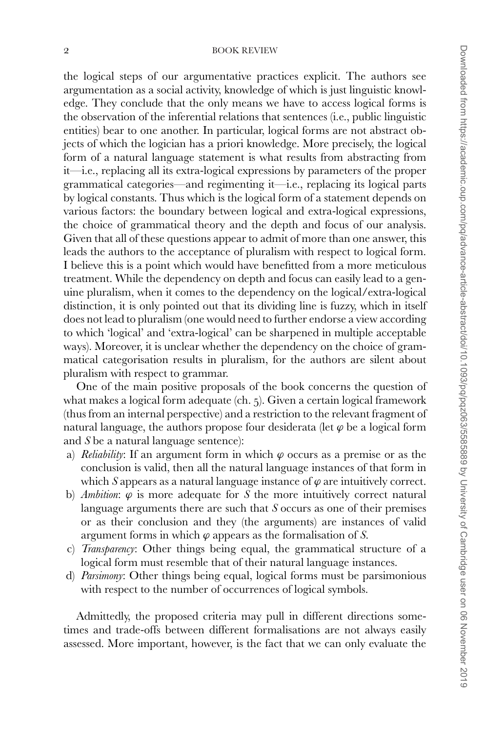the logical steps of our argumentative practices explicit. The authors see argumentation as a social activity, knowledge of which is just linguistic knowledge. They conclude that the only means we have to access logical forms is the observation of the inferential relations that sentences (i.e., public linguistic entities) bear to one another. In particular, logical forms are not abstract objects of which the logician has a priori knowledge. More precisely, the logical form of a natural language statement is what results from abstracting from it—i.e., replacing all its extra-logical expressions by parameters of the proper grammatical categories—and regimenting it—i.e., replacing its logical parts by logical constants. Thus which is the logical form of a statement depends on various factors: the boundary between logical and extra-logical expressions, the choice of grammatical theory and the depth and focus of our analysis. Given that all of these questions appear to admit of more than one answer, this leads the authors to the acceptance of pluralism with respect to logical form. I believe this is a point which would have benefitted from a more meticulous treatment. While the dependency on depth and focus can easily lead to a genuine pluralism, when it comes to the dependency on the logical/extra-logical distinction, it is only pointed out that its dividing line is fuzzy, which in itself does not lead to pluralism (one would need to further endorse a view according to which 'logical' and 'extra-logical' can be sharpened in multiple acceptable ways). Moreover, it is unclear whether the dependency on the choice of grammatical categorisation results in pluralism, for the authors are silent about pluralism with respect to grammar.

One of the main positive proposals of the book concerns the question of what makes a logical form adequate (ch. 5). Given a certain logical framework (thus from an internal perspective) and a restriction to the relevant fragment of natural language, the authors propose four desiderata (let $\varphi$ be a logical form and $S$ be a natural language sentence):

a) *Reliability*: If an argument form in which $\varphi$ occurs as a premise or as the conclusion is valid, then all the natural language instances of that form in which $S$ appears as a natural language instance of $\varphi$ are intuitively correct.
b) *Ambition*: $\varphi$ is more adequate for $S$ the more intuitively correct natural language arguments there are such that $S$ occurs as one of their premises or as their conclusion and they (the arguments) are instances of valid argument forms in which $\varphi$ appears as the formalisation of $S$.
c) *Transparency*: Other things being equal, the grammatical structure of a logical form must resemble that of their natural language instances.
d) *Parsimony*: Other things being equal, logical forms must be parsimonious with respect to the number of occurrences of logical symbols.

Admittedly, the proposed criteria may pull in different directions sometimes and trade-offs between different formalisations are not always easily assessed. More important, however, is the fact that we can only evaluate the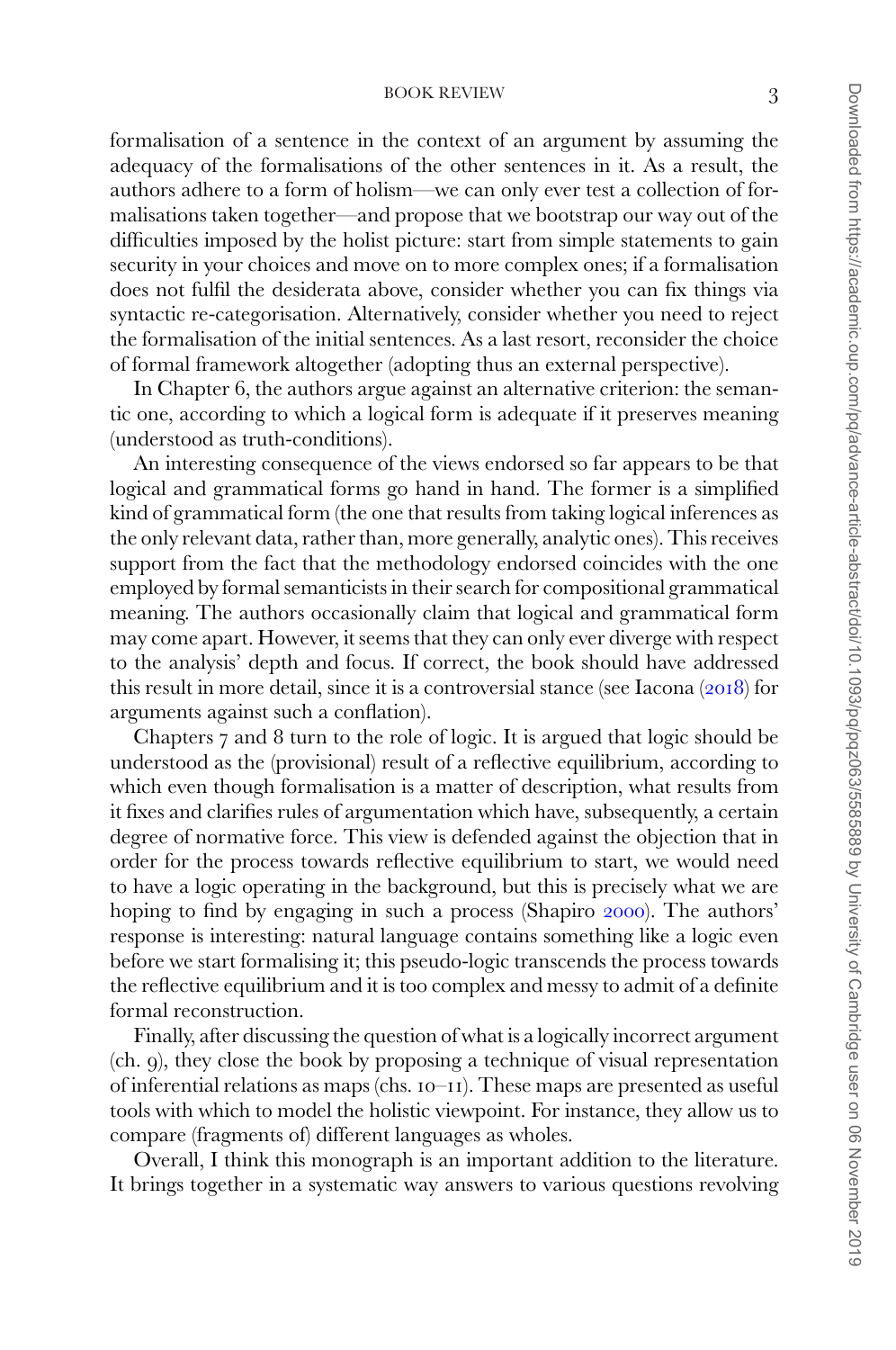formalisation of a sentence in the context of an argument by assuming the adequacy of the formalisations of the other sentences in it. As a result, the authors adhere to a form of holism—we can only ever test a collection of formalisations taken together—and propose that we bootstrap our way out of the difficulties imposed by the holist picture: start from simple statements to gain security in your choices and move on to more complex ones; if a formalisation does not fulfil the desiderata above, consider whether you can fix things via syntactic re-categorisation. Alternatively, consider whether you need to reject the formalisation of the initial sentences. As a last resort, reconsider the choice of formal framework altogether (adopting thus an external perspective).

In Chapter 6, the authors argue against an alternative criterion: the semantic one, according to which a logical form is adequate if it preserves meaning (understood as truth-conditions).

An interesting consequence of the views endorsed so far appears to be that logical and grammatical forms go hand in hand. The former is a simplified kind of grammatical form (the one that results from taking logical inferences as the only relevant data, rather than, more generally, analytic ones). This receives support from the fact that the methodology endorsed coincides with the one employed by formal semanticists in their search for compositional grammatical meaning. The authors occasionally claim that logical and grammatical form may come apart. However, it seems that they can only ever diverge with respect to the analysis' depth and focus. If correct, the book should have addressed this result in more detail, since it is a controversial stance (see Iacona (2018) for arguments against such a conflation).

Chapters 7 and 8 turn to the role of logic. It is argued that logic should be understood as the (provisional) result of a reflective equilibrium, according to which even though formalisation is a matter of description, what results from it fixes and clarifies rules of argumentation which have, subsequently, a certain degree of normative force. This view is defended against the objection that in order for the process towards reflective equilibrium to start, we would need to have a logic operating in the background, but this is precisely what we are hoping to find by engaging in such a process (Shapiro 2000). The authors' response is interesting: natural language contains something like a logic even before we start formalising it; this pseudo-logic transcends the process towards the reflective equilibrium and it is too complex and messy to admit of a definite formal reconstruction.

Finally, after discussing the question of what is a logically incorrect argument (ch. 9), they close the book by proposing a technique of visual representation of inferential relations as maps (chs. 10–11). These maps are presented as useful tools with which to model the holistic viewpoint. For instance, they allow us to compare (fragments of) different languages as wholes.

Overall, I think this monograph is an important addition to the literature. It brings together in a systematic way answers to various questions revolving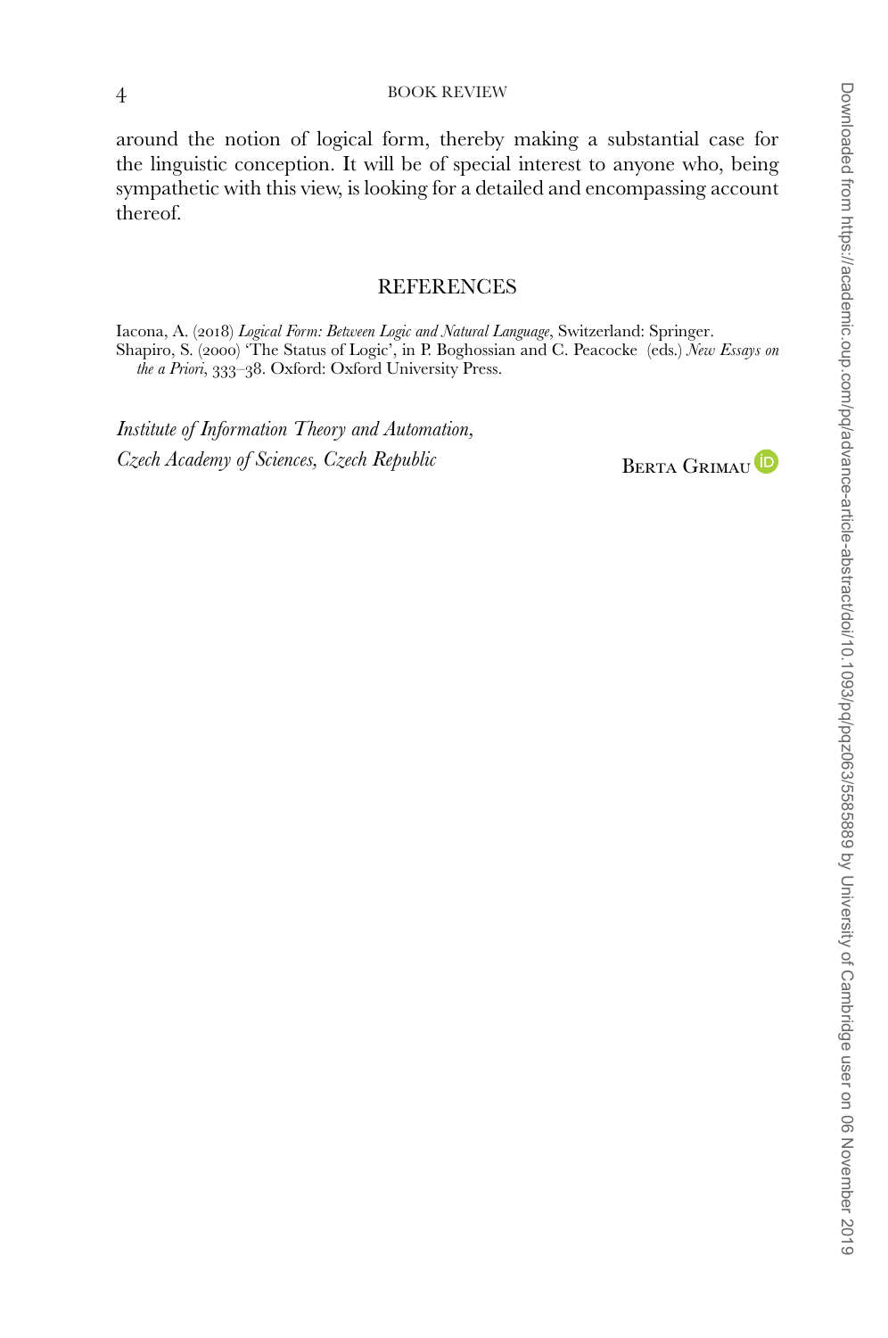around the notion of logical form, thereby making a substantial case for the linguistic conception. It will be of special interest to anyone who, being sympathetic with this view, is looking for a detailed and encompassing account thereof.

## REFERENCES

Iacona, A. (2018) *Logical Form: Between Logic and Natural Language*, Switzerland: Springer.
Shapiro, S. (2000) 'The Status of Logic', in P. Boghossian and C. Peacocke (eds.) *New Essays on the a Priori*, 333–38. Oxford: Oxford University Press.

*Institute of Information Theory and Automation,*
*Czech Academy of Sciences, Czech Republic*

Berta Grimau